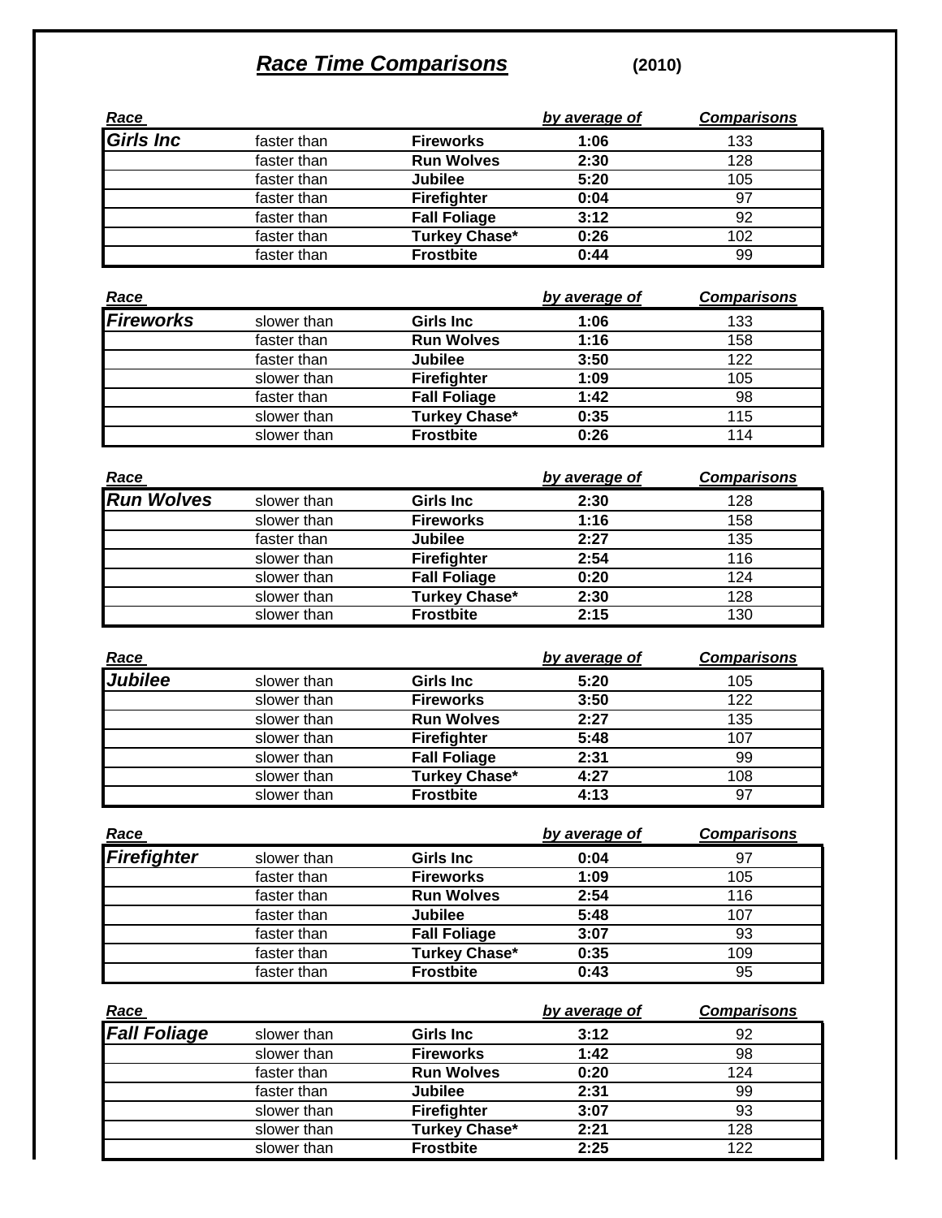# *Race Time Comparisons* (2010)

| *Race* | | | *by average of* | *Comparisons* |
|---|---|---|---|---|
| ***Girls Inc*** | faster than | **Fireworks** | **1:06** | 133 |
| | faster than | **Run Wolves** | **2:30** | 128 |
| | faster than | **Jubilee** | **5:20** | 105 |
| | faster than | **Firefighter** | **0:04** | 97 |
| | faster than | **Fall Foliage** | **3:12** | 92 |
| | faster than | **Turkey Chase*** | **0:26** | 102 |
| | faster than | **Frostbite** | **0:44** | 99 |

| *Race* | | | *by average of* | *Comparisons* |
|---|---|---|---|---|
| ***Fireworks*** | slower than | **Girls Inc** | **1:06** | 133 |
| | faster than | **Run Wolves** | **1:16** | 158 |
| | faster than | **Jubilee** | **3:50** | 122 |
| | slower than | **Firefighter** | **1:09** | 105 |
| | faster than | **Fall Foliage** | **1:42** | 98 |
| | slower than | **Turkey Chase*** | **0:35** | 115 |
| | slower than | **Frostbite** | **0:26** | 114 |

| *Race* | | | *by average of* | *Comparisons* |
|---|---|---|---|---|
| ***Run Wolves*** | slower than | **Girls Inc** | **2:30** | 128 |
| | slower than | **Fireworks** | **1:16** | 158 |
| | faster than | **Jubilee** | **2:27** | 135 |
| | slower than | **Firefighter** | **2:54** | 116 |
| | slower than | **Fall Foliage** | **0:20** | 124 |
| | slower than | **Turkey Chase*** | **2:30** | 128 |
| | slower than | **Frostbite** | **2:15** | 130 |

| *Race* | | | *by average of* | *Comparisons* |
|---|---|---|---|---|
| ***Jubilee*** | slower than | **Girls Inc** | **5:20** | 105 |
| | slower than | **Fireworks** | **3:50** | 122 |
| | slower than | **Run Wolves** | **2:27** | 135 |
| | slower than | **Firefighter** | **5:48** | 107 |
| | slower than | **Fall Foliage** | **2:31** | 99 |
| | slower than | **Turkey Chase*** | **4:27** | 108 |
| | slower than | **Frostbite** | **4:13** | 97 |

| *Race* | | | *by average of* | *Comparisons* |
|---|---|---|---|---|
| ***Firefighter*** | slower than | **Girls Inc** | **0:04** | 97 |
| | faster than | **Fireworks** | **1:09** | 105 |
| | faster than | **Run Wolves** | **2:54** | 116 |
| | faster than | **Jubilee** | **5:48** | 107 |
| | faster than | **Fall Foliage** | **3:07** | 93 |
| | faster than | **Turkey Chase*** | **0:35** | 109 |
| | faster than | **Frostbite** | **0:43** | 95 |

| *Race* | | | *by average of* | *Comparisons* |
|---|---|---|---|---|
| ***Fall Foliage*** | slower than | **Girls Inc** | **3:12** | 92 |
| | slower than | **Fireworks** | **1:42** | 98 |
| | faster than | **Run Wolves** | **0:20** | 124 |
| | faster than | **Jubilee** | **2:31** | 99 |
| | slower than | **Firefighter** | **3:07** | 93 |
| | slower than | **Turkey Chase*** | **2:21** | 128 |
| | slower than | **Frostbite** | **2:25** | 122 |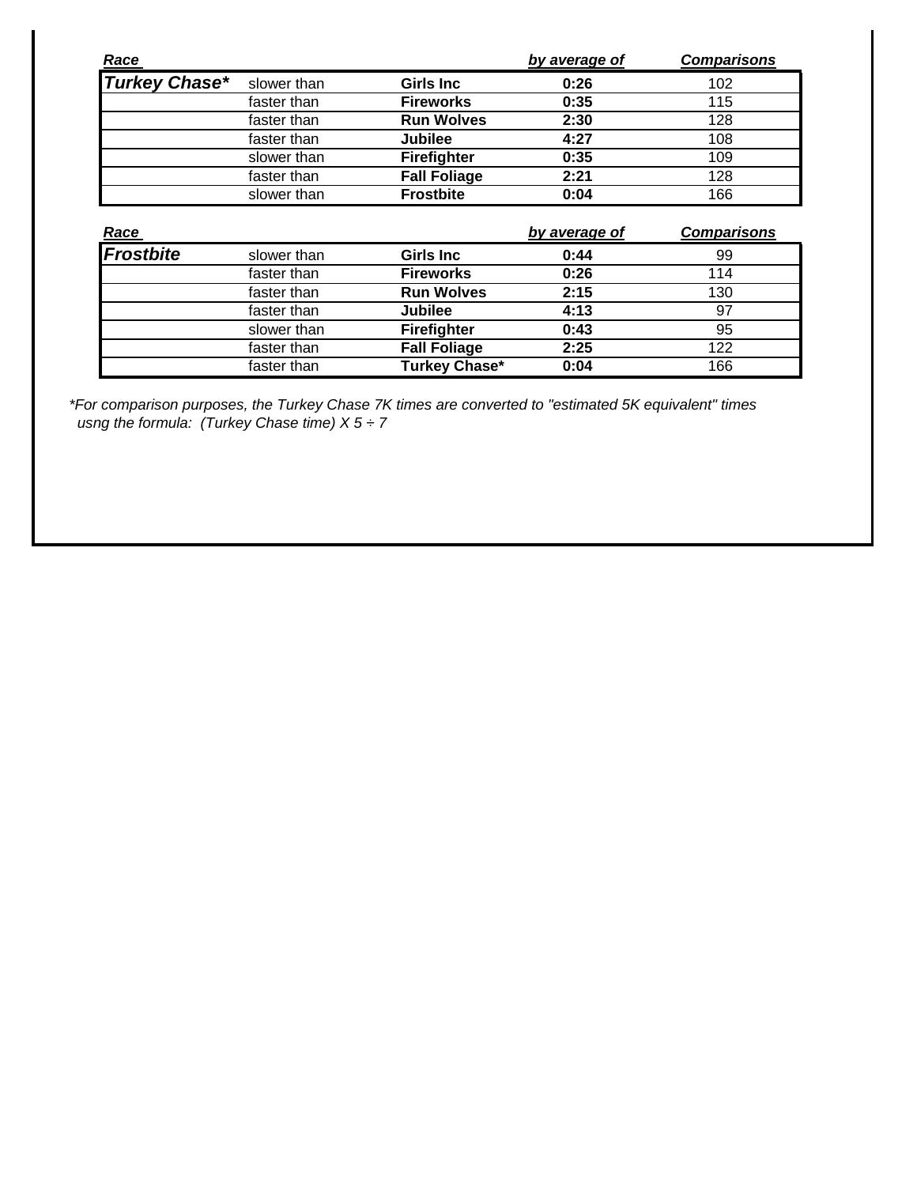| Race | | | by average of | Comparisons |
|---|---|---|---|---|
| **Turkey Chase*** | slower than | **Girls Inc** | **0:26** | 102 |
| | faster than | **Fireworks** | **0:35** | 115 |
| | faster than | **Run Wolves** | **2:30** | 128 |
| | faster than | **Jubilee** | **4:27** | 108 |
| | slower than | **Firefighter** | **0:35** | 109 |
| | faster than | **Fall Foliage** | **2:21** | 128 |
| | slower than | **Frostbite** | **0:04** | 166 |

| Race | | | by average of | Comparisons |
|---|---|---|---|---|
| **Frostbite** | slower than | **Girls Inc** | **0:44** | 99 |
| | faster than | **Fireworks** | **0:26** | 114 |
| | faster than | **Run Wolves** | **2:15** | 130 |
| | faster than | **Jubilee** | **4:13** | 97 |
| | slower than | **Firefighter** | **0:43** | 95 |
| | faster than | **Fall Foliage** | **2:25** | 122 |
| | faster than | **Turkey Chase*** | **0:04** | 166 |

*For comparison purposes, the Turkey Chase 7K times are converted to "estimated 5K equivalent" times usng the formula: (Turkey Chase time) X 5 ÷ 7*